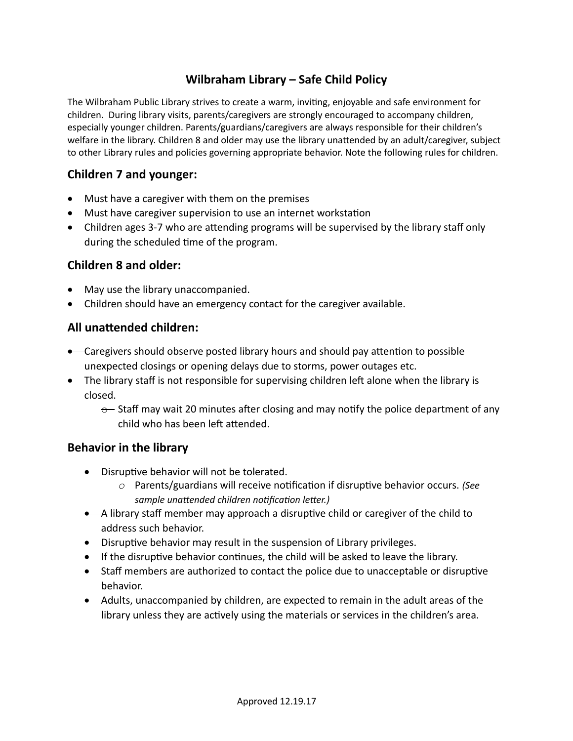# Wilbraham Library – Safe Child Policy

The Wilbraham Public Library strives to create a warm, inviting, enjoyable and safe environment for children. During library visits, parents/caregivers are strongly encouraged to accompany children, especially younger children. Parents/guardians/caregivers are always responsible for their children's welfare in the library. Children 8 and older may use the library unattended by an adult/caregiver, subject to other Library rules and policies governing appropriate behavior. Note the following rules for children.

## Children 7 and younger:

- Must have a caregiver with them on the premises
- Must have caregiver supervision to use an internet workstation
- Children ages 3-7 who are attending programs will be supervised by the library staff only during the scheduled time of the program.

## Children 8 and older:

- May use the library unaccompanied.
- Children should have an emergency contact for the caregiver available.

## All unattended children:

- Caregivers should observe posted library hours and should pay attention to possible unexpected closings or opening delays due to storms, power outages etc.
- The library staff is not responsible for supervising children left alone when the library is closed.
  - Staff may wait 20 minutes after closing and may notify the police department of any child who has been left attended.

## Behavior in the library

- Disruptive behavior will not be tolerated.
  - Parents/guardians will receive notification if disruptive behavior occurs. *(See sample unattended children notification letter.)*
- A library staff member may approach a disruptive child or caregiver of the child to address such behavior.
- Disruptive behavior may result in the suspension of Library privileges.
- If the disruptive behavior continues, the child will be asked to leave the library.
- Staff members are authorized to contact the police due to unacceptable or disruptive behavior.
- Adults, unaccompanied by children, are expected to remain in the adult areas of the library unless they are actively using the materials or services in the children's area.

Approved 12.19.17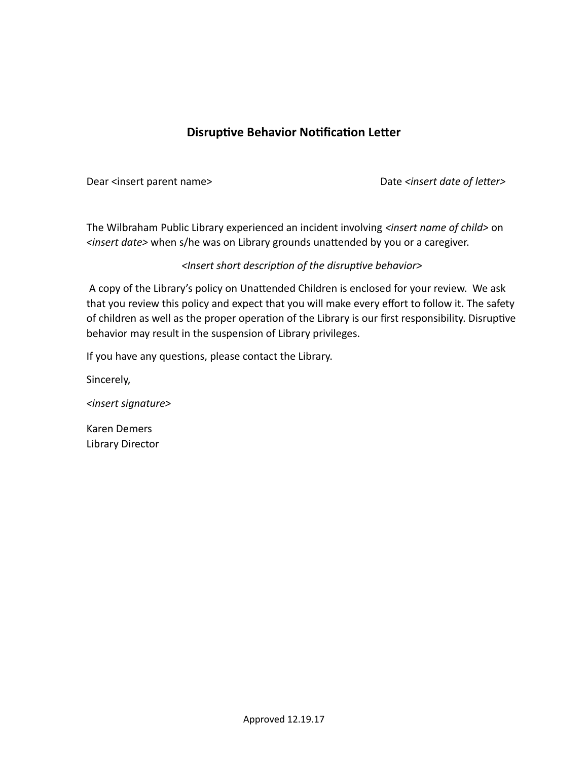## Disruptive Behavior Notification Letter

Dear <insert parent name> Date *<insert date of letter>*

The Wilbraham Public Library experienced an incident involving *<insert name of child>* on <*insert date*> when s/he was on Library grounds unattended by you or a caregiver.

*<Insert short description of the disruptive behavior>*

A copy of the Library's policy on Unattended Children is enclosed for your review. We ask that you review this policy and expect that you will make every effort to follow it. The safety of children as well as the proper operation of the Library is our first responsibility. Disruptive behavior may result in the suspension of Library privileges.

If you have any questions, please contact the Library.

Sincerely,

*<insert signature>*

Karen Demers
Library Director

Approved 12.19.17